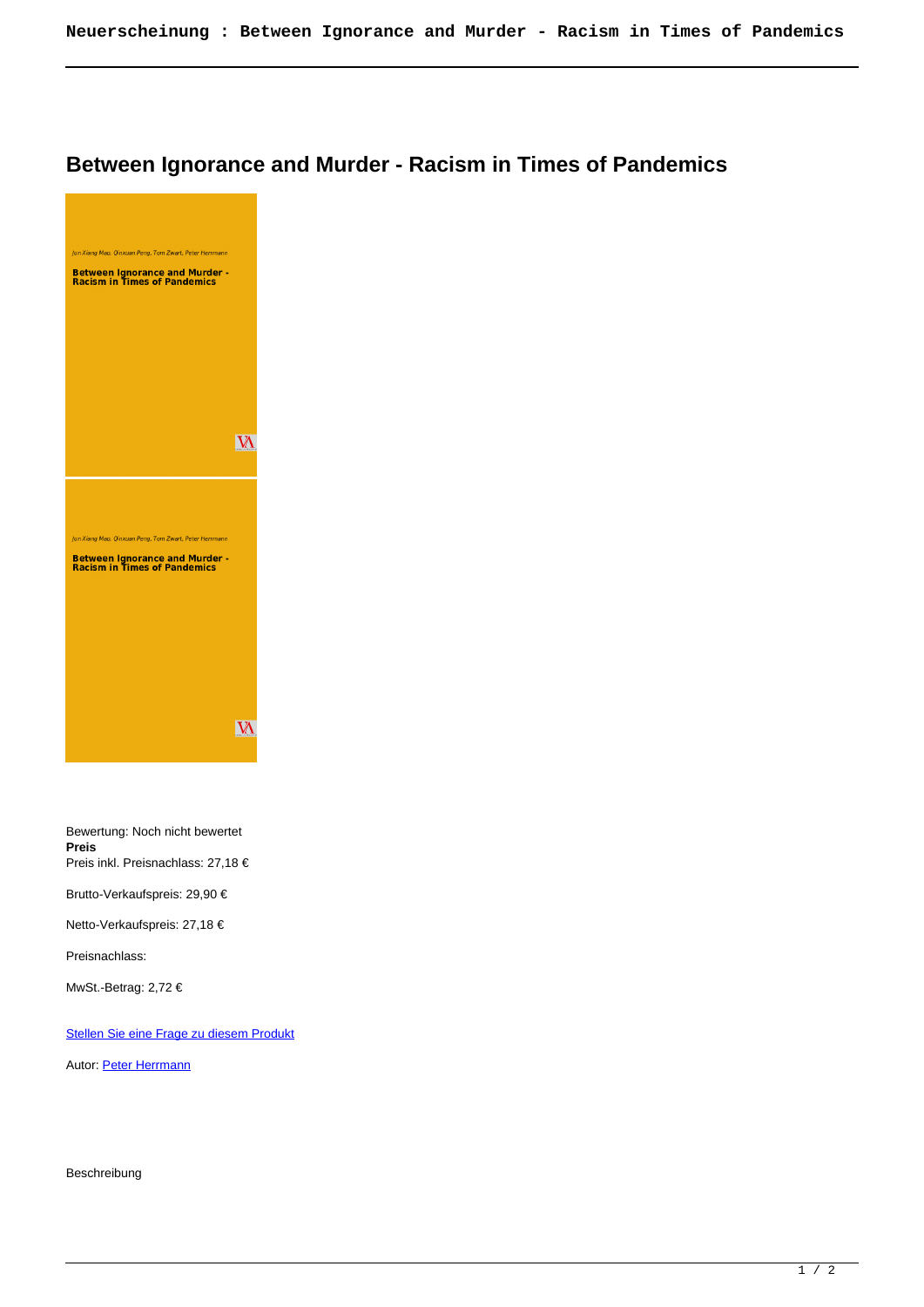# Between Ignorance and Murder - Racism in Times of Pandemics

Bewertung: Noch nicht bewertet
**Preis**
Preis inkl. Preisnachlass: 27,18 €

Brutto-Verkaufspreis: 29,90 €

Netto-Verkaufspreis: 27,18 €

Preisnachlass:

MwSt.-Betrag: 2,72 €

Stellen Sie eine Frage zu diesem Produkt

Autor: Peter Herrmann

Beschreibung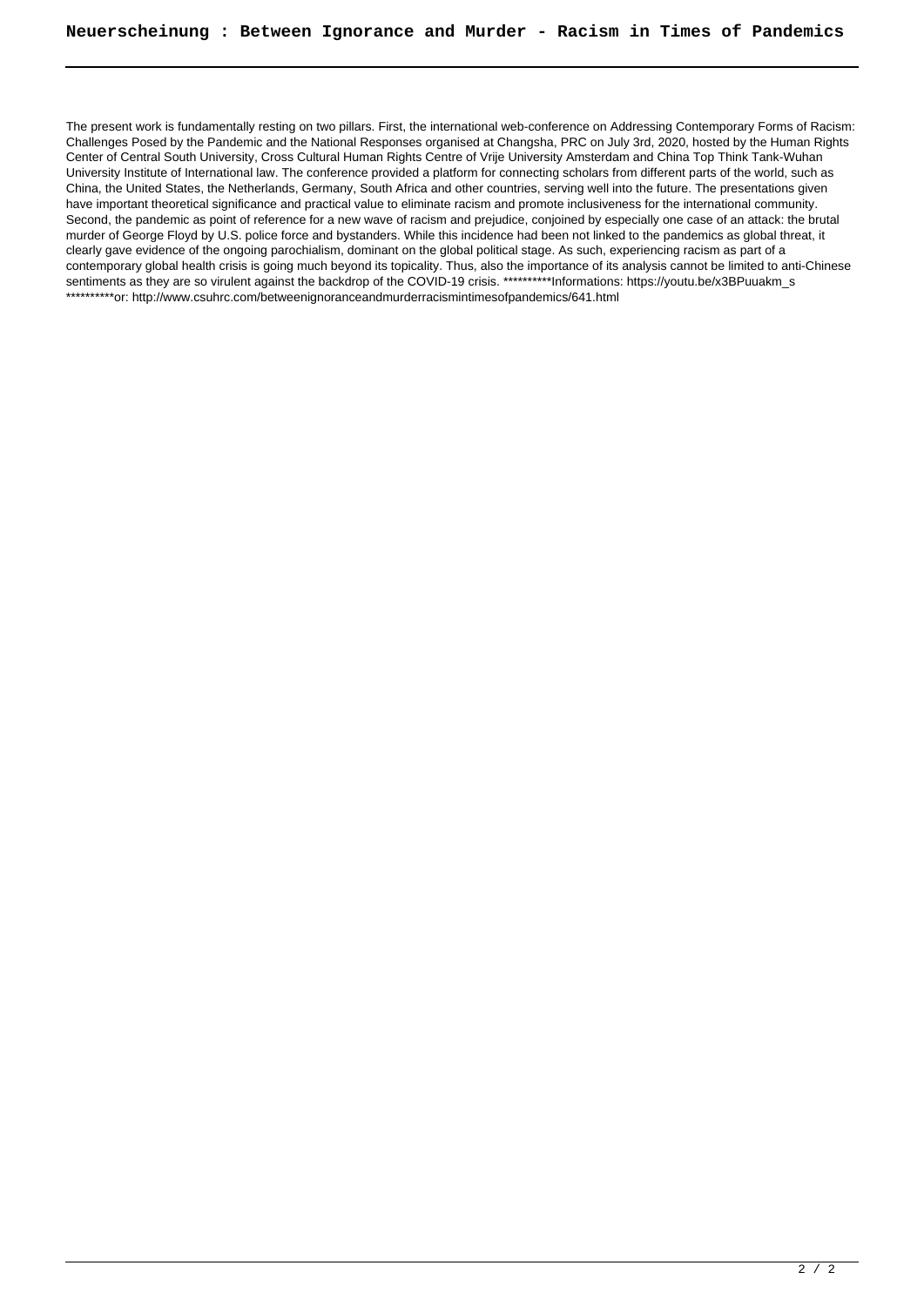The present work is fundamentally resting on two pillars. First, the international web-conference on Addressing Contemporary Forms of Racism: Challenges Posed by the Pandemic and the National Responses organised at Changsha, PRC on July 3rd, 2020, hosted by the Human Rights Center of Central South University, Cross Cultural Human Rights Centre of Vrije University Amsterdam and China Top Think Tank-Wuhan University Institute of International law. The conference provided a platform for connecting scholars from different parts of the world, such as China, the United States, the Netherlands, Germany, South Africa and other countries, serving well into the future. The presentations given have important theoretical significance and practical value to eliminate racism and promote inclusiveness for the international community. Second, the pandemic as point of reference for a new wave of racism and prejudice, conjoined by especially one case of an attack: the brutal murder of George Floyd by U.S. police force and bystanders. While this incidence had been not linked to the pandemics as global threat, it clearly gave evidence of the ongoing parochialism, dominant on the global political stage. As such, experiencing racism as part of a contemporary global health crisis is going much beyond its topicality. Thus, also the importance of its analysis cannot be limited to anti-Chinese sentiments as they are so virulent against the backdrop of the COVID-19 crisis. **********Informations: https://youtu.be/x3BPuuakm_s **********or: http://www.csuhrc.com/betweenignoranceandmurderracismintimesofpandemics/641.html